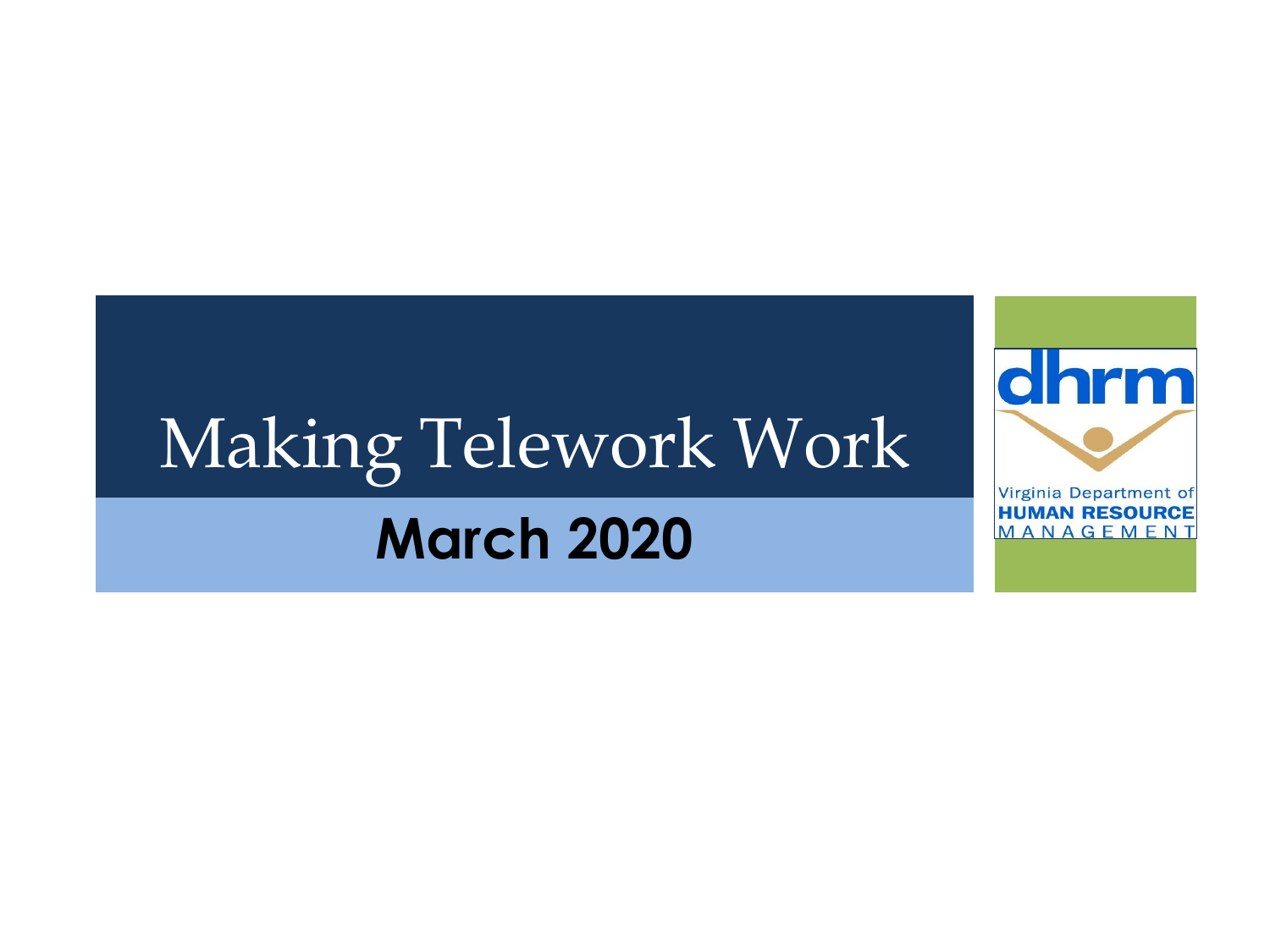# Making Telework Work

## March 2020

dhrm

Virginia Department of
HUMAN RESOURCE
MANAGEMENT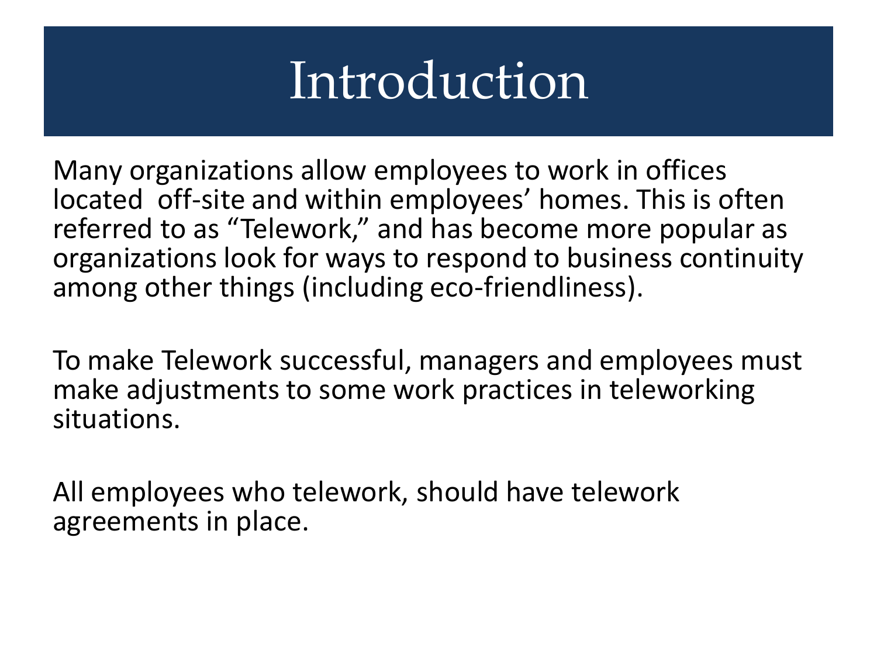# Introduction

Many organizations allow employees to work in offices located off-site and within employees' homes. This is often referred to as "Telework," and has become more popular as organizations look for ways to respond to business continuity among other things (including eco-friendliness).

To make Telework successful, managers and employees must make adjustments to some work practices in teleworking situations.

All employees who telework, should have telework agreements in place.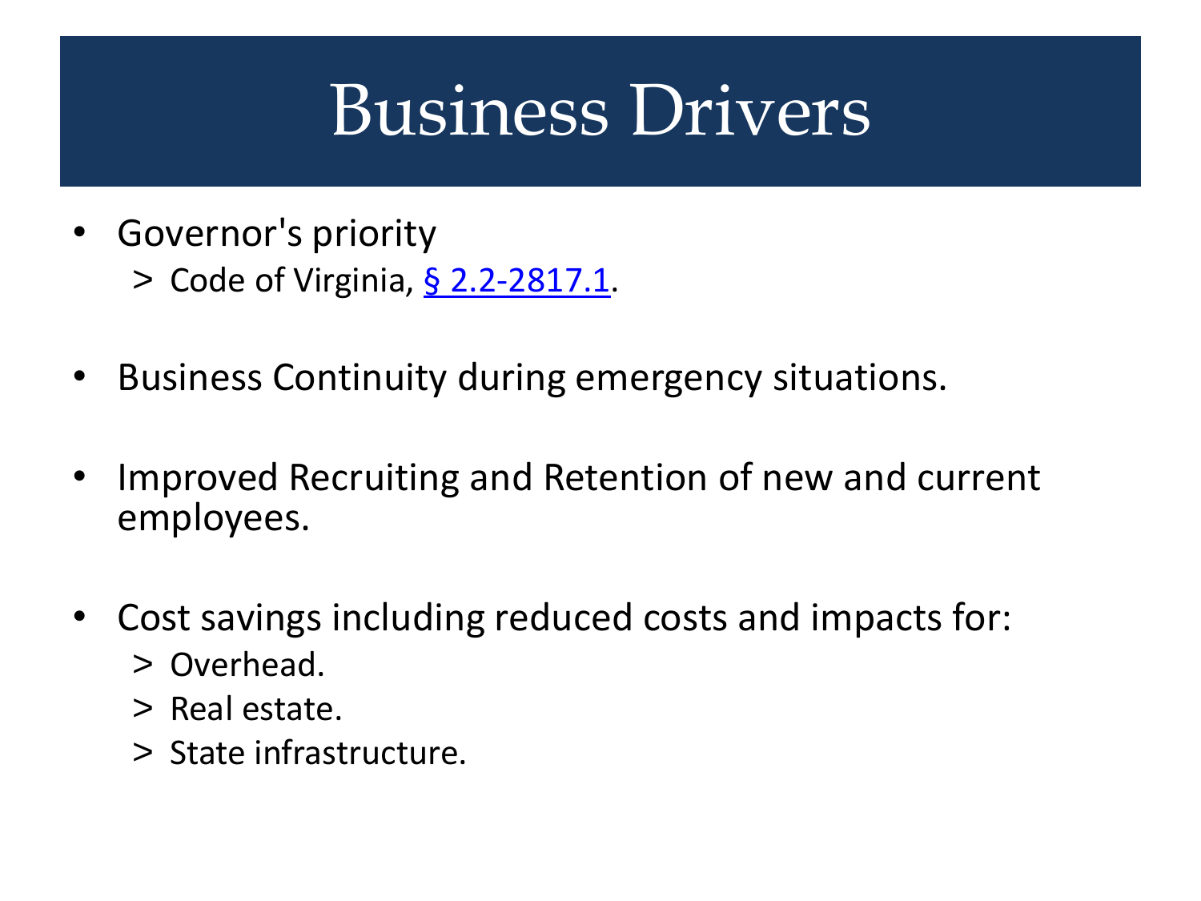# Business Drivers

- Governor's priority
  - Code of Virginia, § 2.2-2817.1.
- Business Continuity during emergency situations.
- Improved Recruiting and Retention of new and current employees.
- Cost savings including reduced costs and impacts for:
  - Overhead.
  - Real estate.
  - State infrastructure.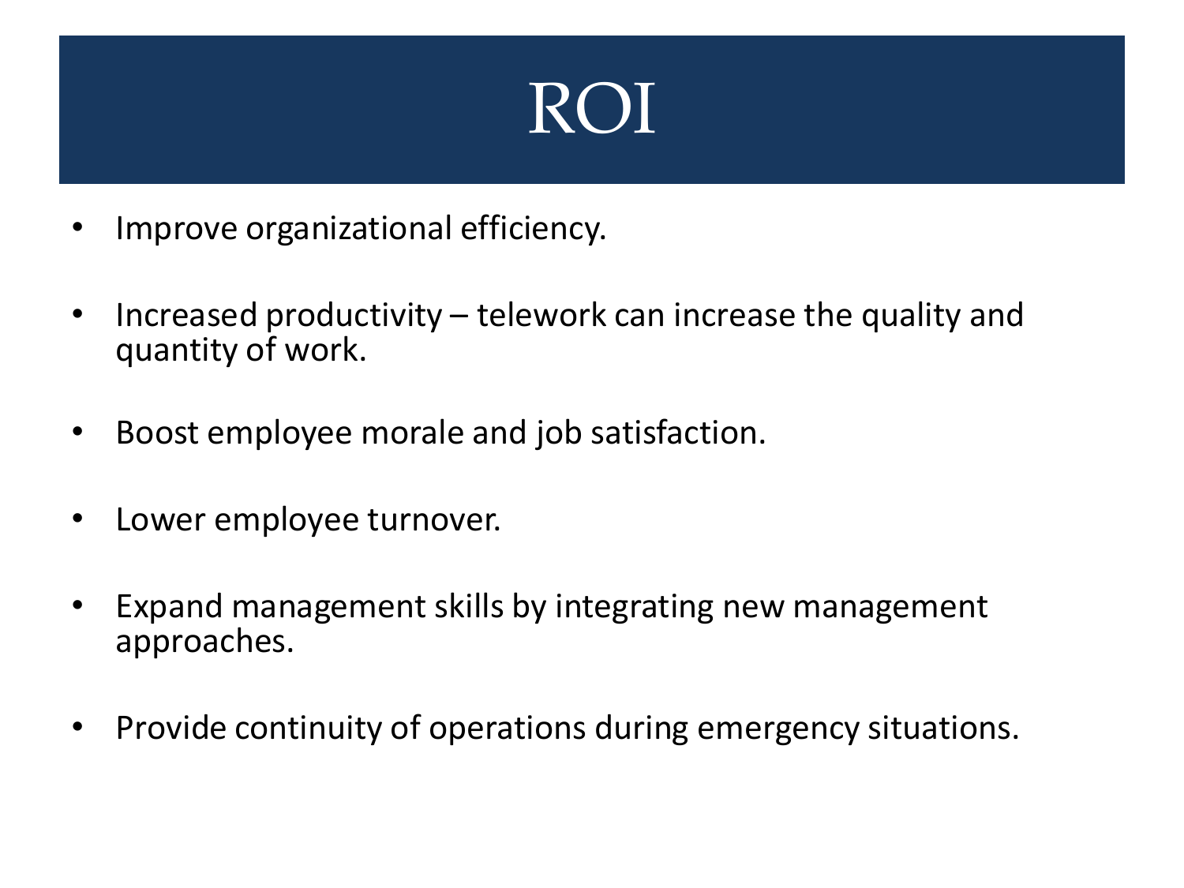# ROI

- Improve organizational efficiency.
- Increased productivity – telework can increase the quality and quantity of work.
- Boost employee morale and job satisfaction.
- Lower employee turnover.
- Expand management skills by integrating new management approaches.
- Provide continuity of operations during emergency situations.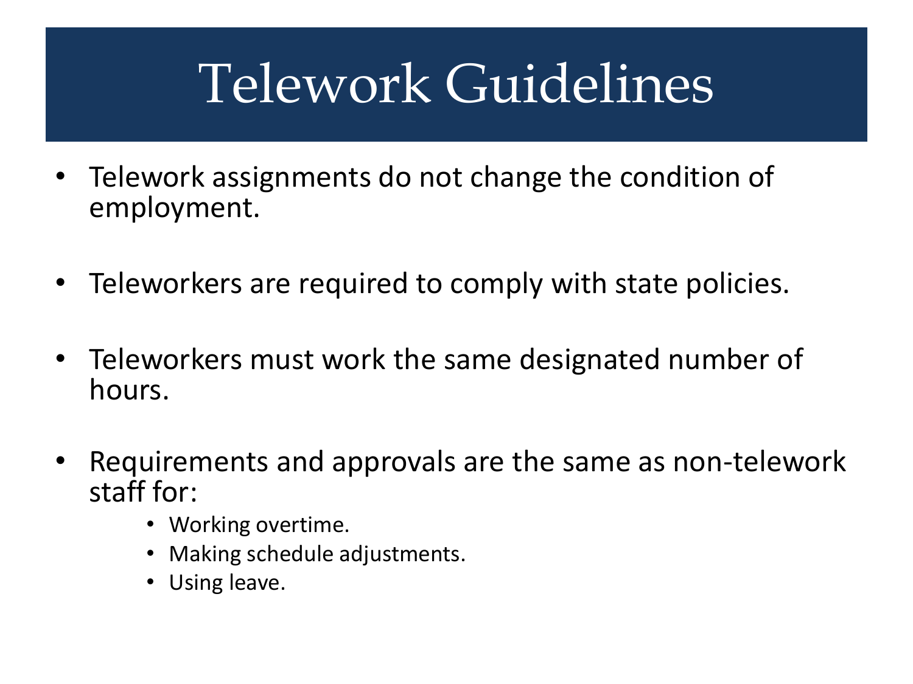# Telework Guidelines

- Telework assignments do not change the condition of employment.
- Teleworkers are required to comply with state policies.
- Teleworkers must work the same designated number of hours.
- Requirements and approvals are the same as non-telework staff for:
  - Working overtime.
  - Making schedule adjustments.
  - Using leave.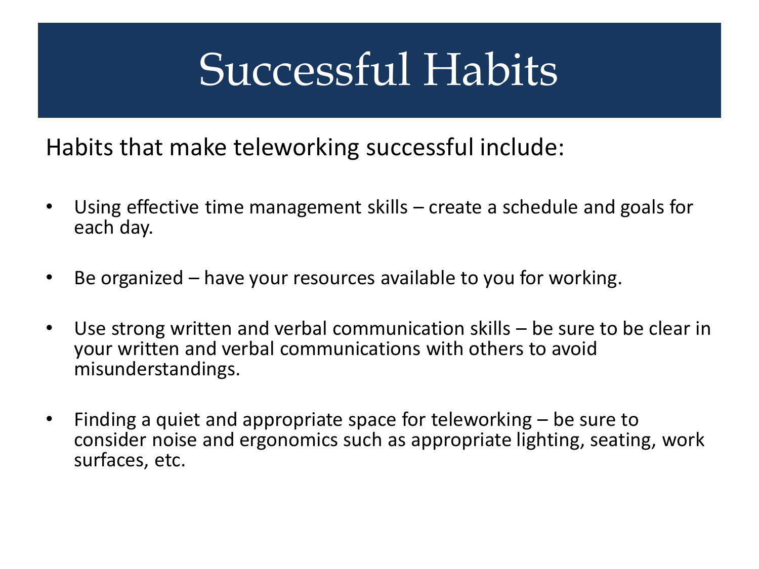# Successful Habits

Habits that make teleworking successful include:

- Using effective time management skills – create a schedule and goals for each day.
- Be organized – have your resources available to you for working.
- Use strong written and verbal communication skills – be sure to be clear in your written and verbal communications with others to avoid misunderstandings.
- Finding a quiet and appropriate space for teleworking – be sure to consider noise and ergonomics such as appropriate lighting, seating, work surfaces, etc.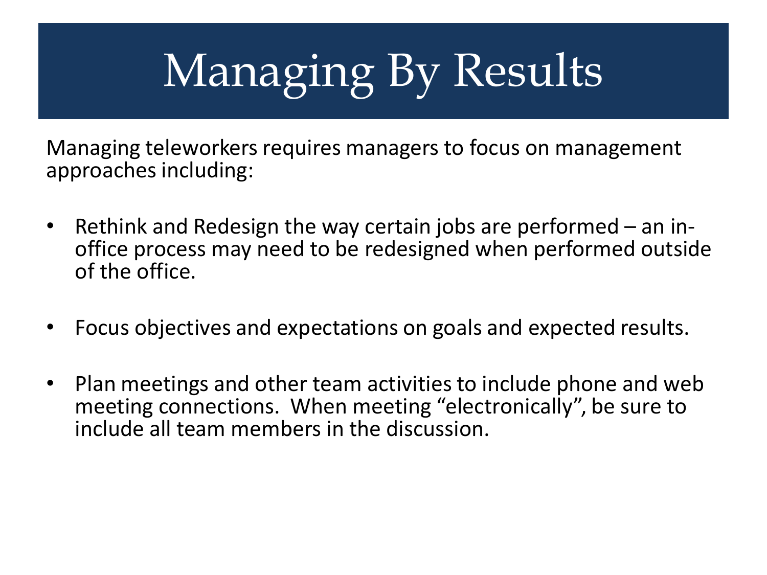# Managing By Results

Managing teleworkers requires managers to focus on management approaches including:

- Rethink and Redesign the way certain jobs are performed – an in-office process may need to be redesigned when performed outside of the office.
- Focus objectives and expectations on goals and expected results.
- Plan meetings and other team activities to include phone and web meeting connections. When meeting "electronically", be sure to include all team members in the discussion.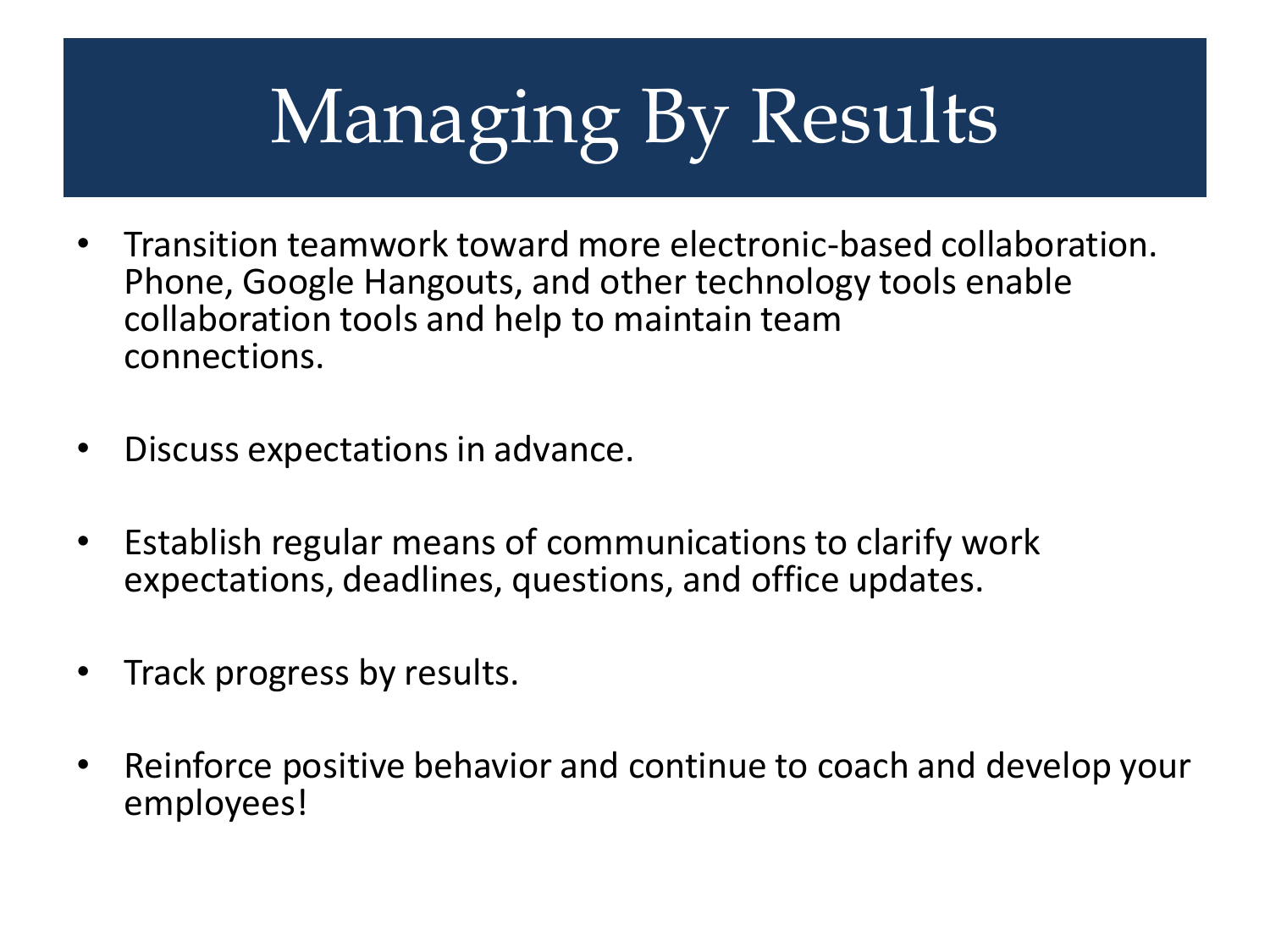# Managing By Results

- Transition teamwork toward more electronic-based collaboration. Phone, Google Hangouts, and other technology tools enable collaboration tools and help to maintain team connections.

- Discuss expectations in advance.

- Establish regular means of communications to clarify work expectations, deadlines, questions, and office updates.

- Track progress by results.

- Reinforce positive behavior and continue to coach and develop your employees!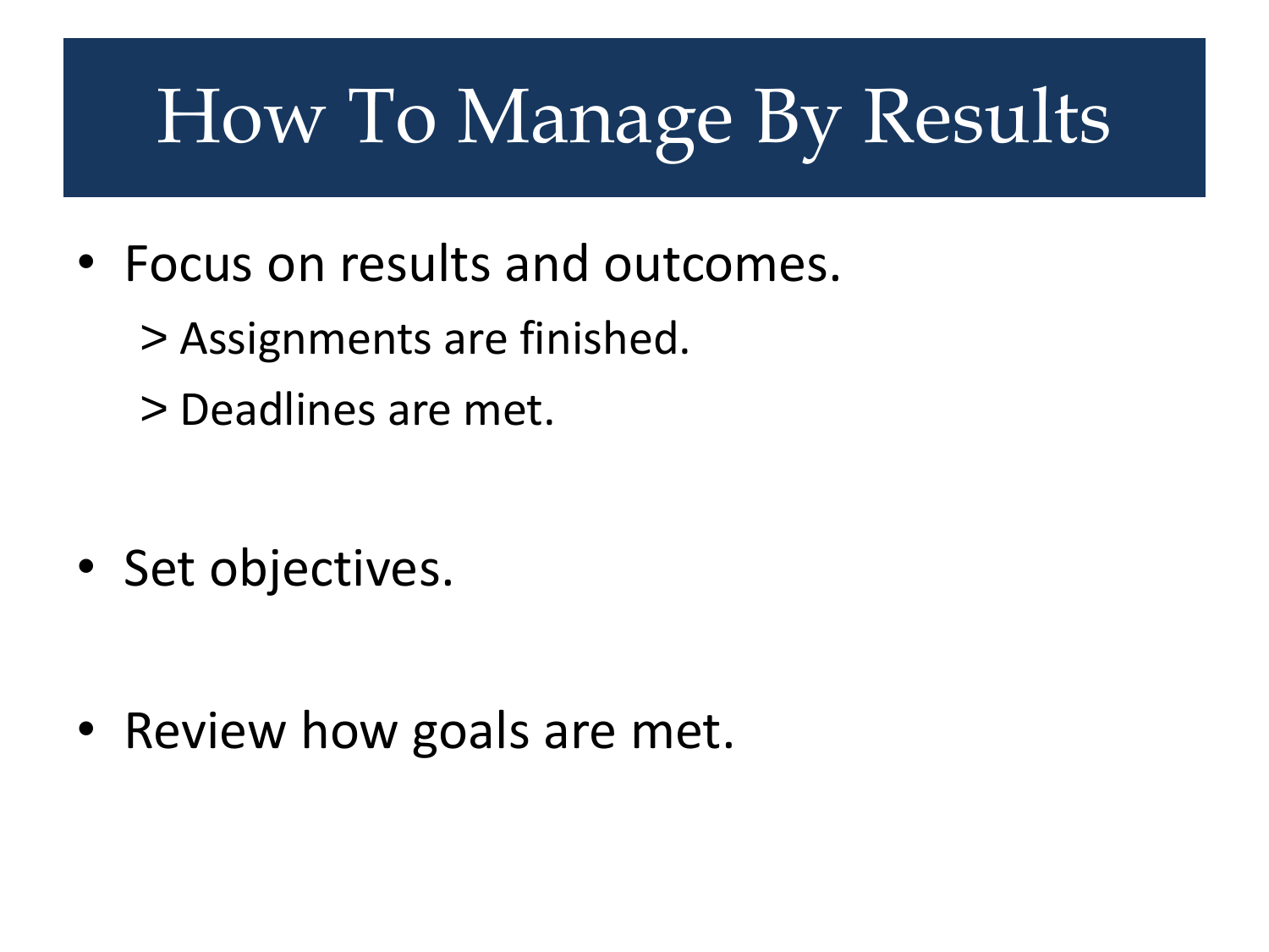# How To Manage By Results

- Focus on results and outcomes.
  - > Assignments are finished.
  - > Deadlines are met.
- Set objectives.
- Review how goals are met.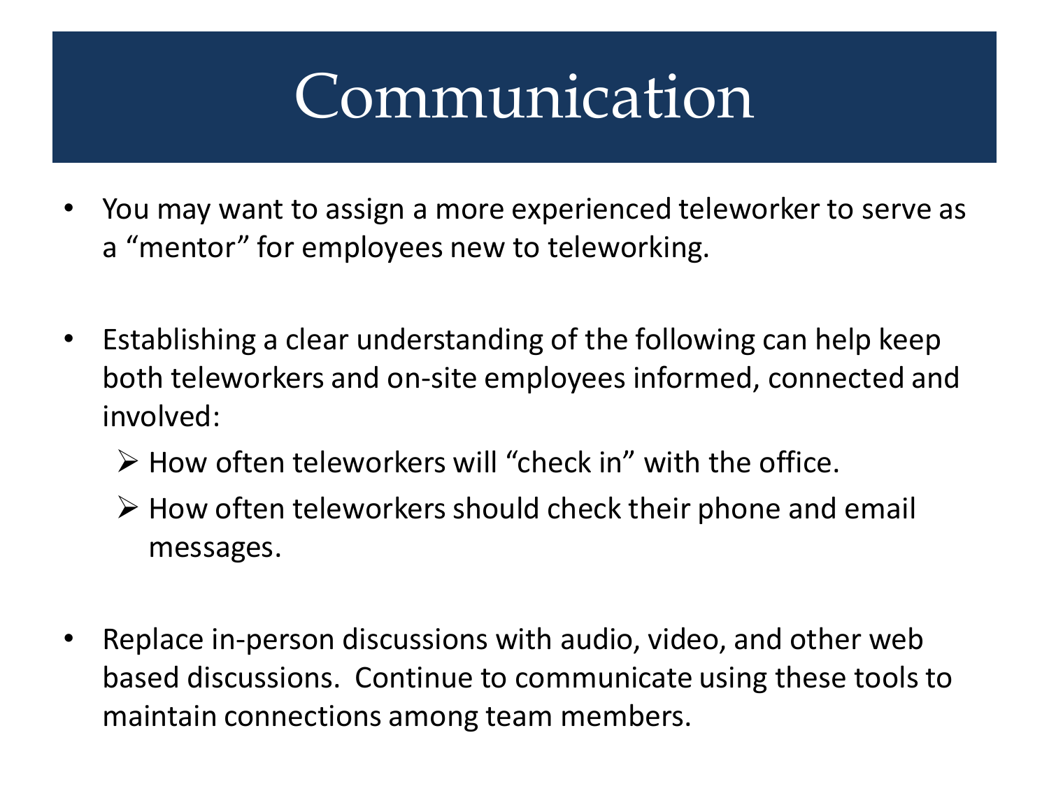# Communication

- You may want to assign a more experienced teleworker to serve as a "mentor" for employees new to teleworking.

- Establishing a clear understanding of the following can help keep both teleworkers and on-site employees informed, connected and involved:
  - How often teleworkers will "check in" with the office.
  - How often teleworkers should check their phone and email messages.

- Replace in-person discussions with audio, video, and other web based discussions. Continue to communicate using these tools to maintain connections among team members.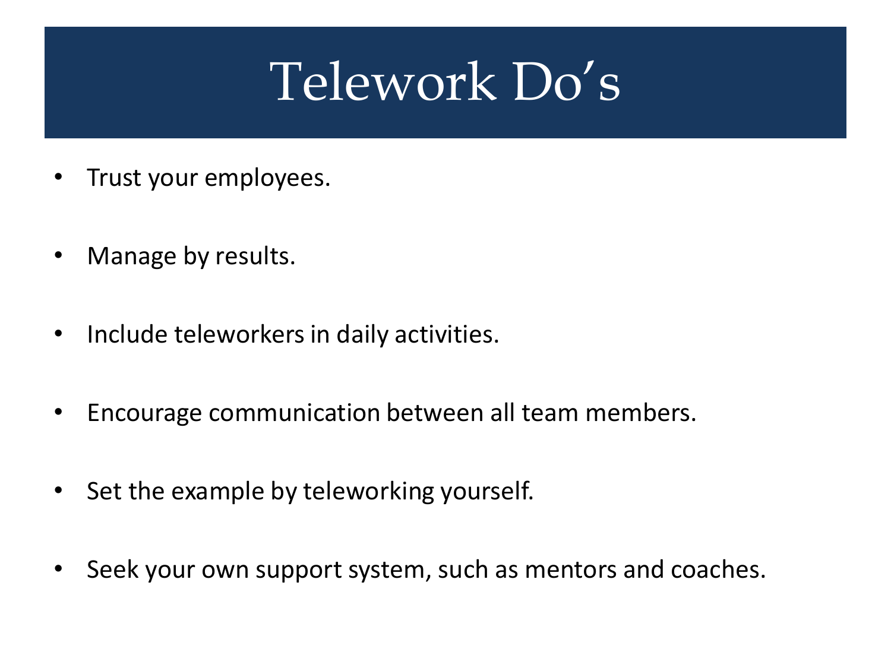# Telework Do’s

- Trust your employees.
- Manage by results.
- Include teleworkers in daily activities.
- Encourage communication between all team members.
- Set the example by teleworking yourself.
- Seek your own support system, such as mentors and coaches.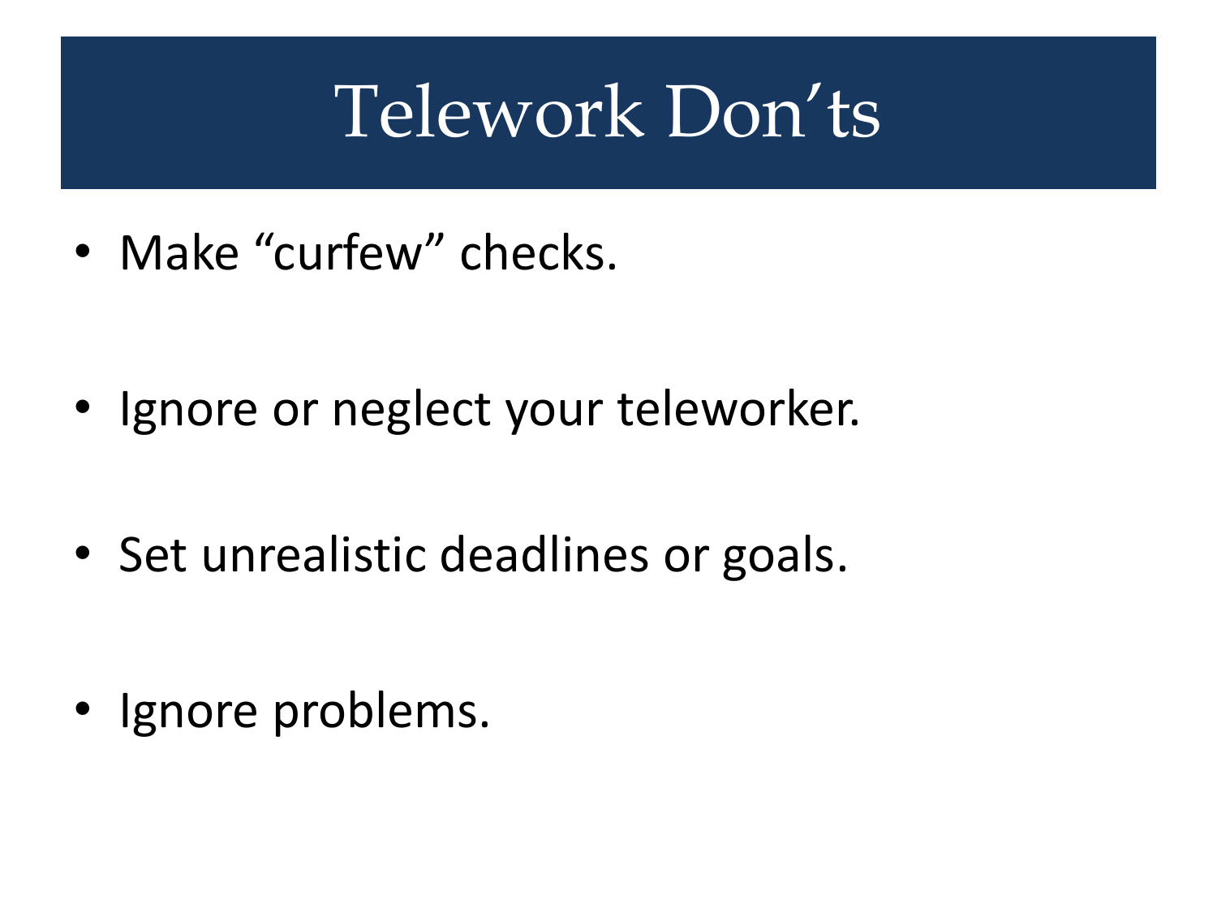# Telework Don'ts

- Make "curfew" checks.
- Ignore or neglect your teleworker.
- Set unrealistic deadlines or goals.
- Ignore problems.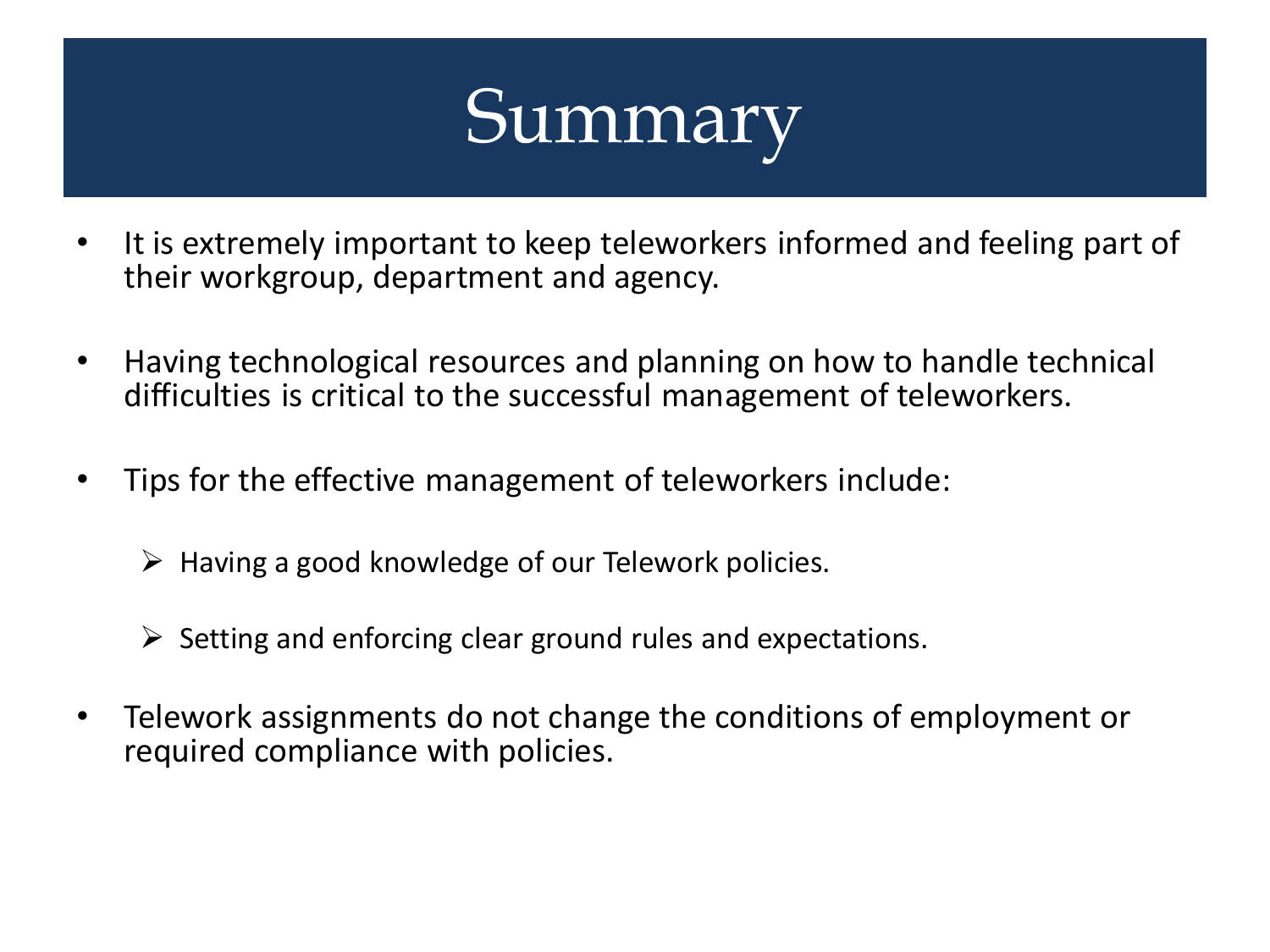# Summary

- It is extremely important to keep teleworkers informed and feeling part of their workgroup, department and agency.

- Having technological resources and planning on how to handle technical difficulties is critical to the successful management of teleworkers.

- Tips for the effective management of teleworkers include:

  - Having a good knowledge of our Telework policies.

  - Setting and enforcing clear ground rules and expectations.

- Telework assignments do not change the conditions of employment or required compliance with policies.